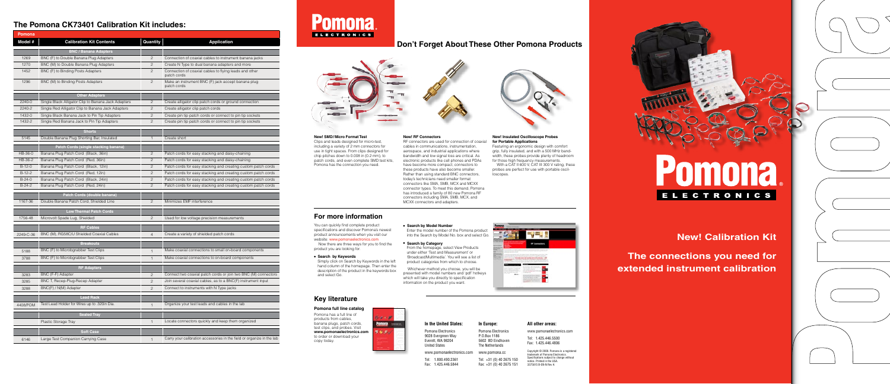## The Pomona CK73401 Calibration Kit includes:

| Model # | Calibration Kit Contents | Quantity | Application |
|---|---|---|---|
| | **BNC / Banana Adapters** | | |
| 1269 | BNC (F) to Double Banana Plug Adapters | 2 | Connection of coaxial cables to instrument banana jacks |
| 1270 | BNC (M) to Double Banana Plug Adapters | 2 | Create N Type to dual banana adapters and more |
| 1452 | BNC (F) to Binding Posts Adapters | 2 | Connection of coaxial cables to flying leads and other patch cords |
| 1296 | BNC (M) to Binding Posts Adapters | 2 | Make an instrument BNC (F) jack accept banana plug patch cords |
| | **Other Adapters** | | |
| 2240-0 | Single Black Alligator Clip to Banana Jack Adapters | 2 | Create alligator clip patch cords or ground connection |
| 2240-2 | Single Red Alligator Clip to Banana Jack Adapters | 2 | Create alligator clip patch cords |
| 1432-0 | Single Black Banana Jack to Pin Tip Adapters | 2 | Create pin tip patch cords or connect to pin tip sockets |
| 1432-2 | Single Red Banana Jack to Pin Tip Adapters | 2 | Create pin tip patch cords or connect to pin tip sockets |
| | **Shorts** | | |
| 5145 | Double Banana Plug Shorting Bar, Insulated | 1 | Create short |
| | **Patch Cords (single stacking banana)** | | |
| HB-36-0 | Banana Plug Patch Cord (Black, 36in) | 2 | Patch cords for easy stacking and daisy-chaining |
| HB-36-2 | Banana Plug Patch Cord (Red, 36in) | 2 | Patch cords for easy stacking and daisy-chaining |
| B-12-0 | Banana Plug Patch Cord (Black, 12in) | 2 | Patch cords for easy stacking and creating custom patch cords |
| B-12-2 | Banana Plug Patch Cord (Red, 12in) | 2 | Patch cords for easy stacking and creating custom patch cords |
| B-24-0 | Banana Plug Patch Cord (Black, 24in) | 2 | Patch cords for easy stacking and creating custom patch cords |
| B-24-2 | Banana Plug Patch Cord (Red, 24in) | 2 | Patch cords for easy stacking and creating custom patch cords |
| | **Patch Cords (double banana)** | | |
| 1167-36 | Double Banana Patch Cord, Shielded Line | 2 | Minimizes EMF interference |
| | **Low Thermal Patch Cords** | | |
| 1756-48 | Microvolt Spade Lug, Shielded | 2 | Used for low voltage precision measurements |
| | **RF Cables** | | |
| 2249-C-36 | BNC (M), RG58C/U Shielded Coaxial Cables | 4 | Create a variety of shielded patch cords |
| | **Breakouts** | | |
| 5188 | BNC (F) to Micrograbber Test Clips | 1 | Make coaxial connections to small on-board components |
| 3788 | BNC (F) to Micrograbber Test Clips | 1 | Make coaxial connections to on-board components |
| | **RF Adapters** | | |
| 3283 | BNC (F-F) Adapter | 2 | Connect two coaxial patch cords or join two BNC (M) connectors |
| 3285 | BNC T, Recep-Plug-Recep Adapter | 2 | Join several coaxial cables, as to a BNC(F) instrument input |
| 3288 | BNC(F) / N(M) Adapter | 2 | Connect to instruments with N Type jacks |
| | **Lead Rack** | | |
| 4408/POM | Test Lead Holder for Wires up to .320in Dia. | 1 | Organize your test leads and cables in the lab |
| | **Sealed Tray** | | |
| | Plastic Storage Tray | 1 | Locate connectors quickly and keep them organized |
| | **Soft Case** | | |
| 6146 | Large Test Companion Carrying Case | 1 | Carry your calibration accessories in the field or organize in the lab |

# Pomona. ELECTRONICS

## Don't Forget About These Other Pomona Products

**New! SMD/Micro Format Test**
Clips and leads designed for micro-test, including a variety of 2 mm connectors for use in tight spaces. From clips designed for chip pitches down to 0.008 in (0.2 mm), to patch cords, and even complete SMD test kits, Pomona has the connection you need.

**New! RF Connectors**
RF connectors are used for connection of coaxial cables in communications, instrumentation, aerospace, and industrial applications where bandwidth and low signal loss are critical. As electronic products like cell phones and PDAs have become more compact, connectors to these products have also become smaller. Rather than using standard BNC connectors, today's technicians need smaller format connectors like SMA, SMB, MCX and MCXX connector types. To meet this demand, Pomona has introduced a family of 80 new Pomona RF connectors including SMA, SMB, MCX, and MCXX connectors and adapters.

**New! Insulated Oscilloscope Probes for Portable Applications**
Featuring an ergonomic design with comfort grip, fully insulated, and with a 500 MHz bandwidth, these probes provide plenty of headroom for those high frequency measurements.
With a CAT II 600 V, CAT III 300 V rating, these probes are perfect for use with portable oscilloscopes.

## For more information

You can quickly find complete product specifications and discover Pomona's newest product announcements when you visit our website: www.pomonaelectronics.com

Now there are three ways for you to find the product you are looking for.

- **Search by Keywords**
  Simply click on Search by Keywords in the left hand column of the homepage. Then enter the description of the product in the keywords box and select Go.
- **Search by Model Number**
  Enter the model number of the Pomona product into the Search by Model No. box and select Go.
- **Search by Category**
  From the homepage, select View Products under either 'Test and Measurement' or 'Broadcast/Multimedia'. You will see a list of product categories from which to choose.

Whichever method you choose, you will be presented with model numbers and 'pdf' hotkeys which will take you directly to specification information on the product you want.

## Key literature

**Pomona full line catalog**
Pomona has a full line of products from cables, banana plugs, patch cords, test clips, and probes. Visit **www.pomonaelectronics.com** to order or download your copy today.

**In the United States:**
Pomona Electronics
9028 Evergreen Way
Everett, WA 98204
United States
www.pomonaelectronics.com
Tel: 1.800.490.2361
Fax: 1.425.446.5844

**In Europe:**
Pomona Electronics
P.O.Box 1186
5602 BD Eindhoven
The Netherlands
www.pomona.cc
Tel: +31 (0) 40 2675 150
Fax: +31 (0) 40 2675 151

**All other areas:**
www.pomonaelectronics.com
Tel: 1.425.446.5500
Fax: 1.425.446.4806

Copyright © 2006, Pomona is a registered trademark of Pomona Electronics. Specifications subject to change without notice. Printed in the USA. 2375615 B-EN-N Rev A

# Pomona® ELECTRONICS

## New! Calibration Kit

## The connections you need for extended instrument calibration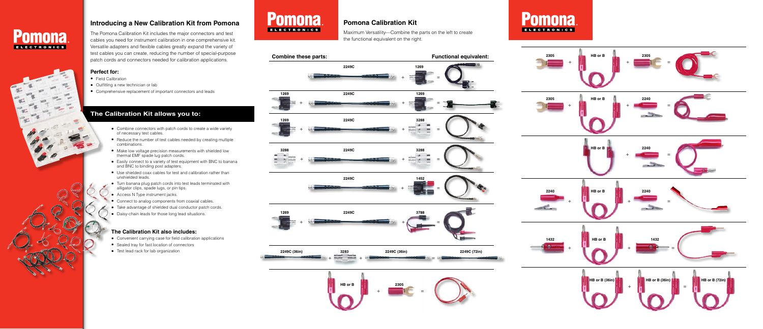Pomona ELECTRONICS

## Introducing a New Calibration Kit from Pomona

The Pomona Calibration Kit includes the major connectors and test cables you need for instrument calibration in one comprehensive kit. Versatile adapters and flexible cables greatly expand the variety of test cables you can create, reducing the number of special-purpose patch cords and connectors needed for calibration applications.

### Perfect for:

- Field Calibration
- Outfitting a new technician or lab
- Comprehensive replacement of important connectors and leads

## The Calibration Kit allows you to:

- Combine connectors with patch cords to create a wide variety of necessary test cables.
- Reduce the number of test cables needed by creating multiple combinations.
- Make low voltage precision measurements with shielded low thermal EMF spade lug patch cords.
- Easily connect to a variety of test equipment with BNC to banana and BNC to binding post adapters.
- Use shielded coax cables for test and calibration rather than unshielded leads.
- Turn banana plug patch cords into test leads terminated with alligator clips, spade lugs, or pin tips.
- Access N Type instrument jacks.
- Connect to analog components from coaxial cables.
- Take advantage of shielded dual conductor patch cords.
- Daisy-chain leads for those long lead situations.

### The Calibration Kit also includes:

- Convenient carrying case for field calibration applications
- Sealed tray for fast location of connectors
- Test lead rack for lab organization

Pomona ELECTRONICS

## Pomona Calibration Kit

Maximum Versatility—Combine the parts on the left to create the functional equivalent on the right.

**Combine these parts:** **Functional equivalent:**

2249C + 1269 =

1269 + 2249C + 1269 =

1269 + 2249C + 3288 =

3288 + 2249C + 3288 =

2249C + 1452 =

1269 + 2249C + 3788 =

2249C (36in) + 3283 + 2249C (36in) = 2249C (72in)

HB or B + 2305 =

Pomona ELECTRONICS

2305 + HB or B + 2305 =

2305 + HB or B + 2240 =

HB or B + 2240 =

2240 + HB or B + 2240 =

1432 + HB or B + 1432 =

HB or B (36in) + HB or B (36in) = HB or B (72in)